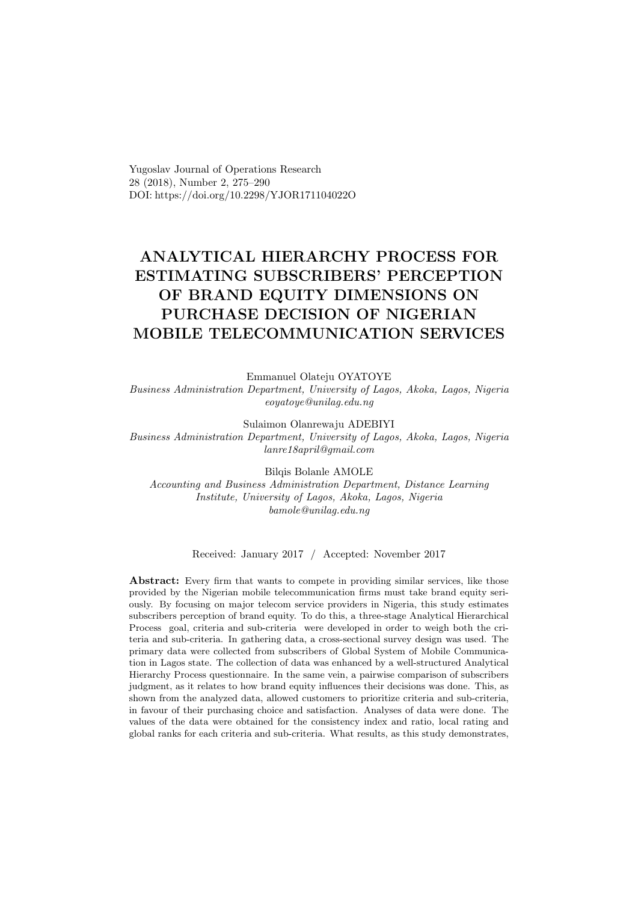Yugoslav Journal of Operations Research
28 (2018), Number 2, 275–290
DOI: https://doi.org/10.2298/YJOR171104022O

# ANALYTICAL HIERARCHY PROCESS FOR ESTIMATING SUBSCRIBERS' PERCEPTION OF BRAND EQUITY DIMENSIONS ON PURCHASE DECISION OF NIGERIAN MOBILE TELECOMMUNICATION SERVICES

Emmanuel Olateju OYATOYE
*Business Administration Department, University of Lagos, Akoka, Lagos, Nigeria*
*eoyatoye@unilag.edu.ng*

Sulaimon Olanrewaju ADEBIYI
*Business Administration Department, University of Lagos, Akoka, Lagos, Nigeria*
*lanre18april@gmail.com*

Bilqis Bolanle AMOLE
*Accounting and Business Administration Department, Distance Learning Institute, University of Lagos, Akoka, Lagos, Nigeria*
*bamole@unilag.edu.ng*

Received: January 2017 / Accepted: November 2017

**Abstract:** Every firm that wants to compete in providing similar services, like those provided by the Nigerian mobile telecommunication firms must take brand equity seriously. By focusing on major telecom service providers in Nigeria, this study estimates subscribers perception of brand equity. To do this, a three-stage Analytical Hierarchical Process goal, criteria and sub-criteria were developed in order to weigh both the criteria and sub-criteria. In gathering data, a cross-sectional survey design was used. The primary data were collected from subscribers of Global System of Mobile Communication in Lagos state. The collection of data was enhanced by a well-structured Analytical Hierarchy Process questionnaire. In the same vein, a pairwise comparison of subscribers judgment, as it relates to how brand equity influences their decisions was done. This, as shown from the analyzed data, allowed customers to prioritize criteria and sub-criteria, in favour of their purchasing choice and satisfaction. Analyses of data were done. The values of the data were obtained for the consistency index and ratio, local rating and global ranks for each criteria and sub-criteria. What results, as this study demonstrates,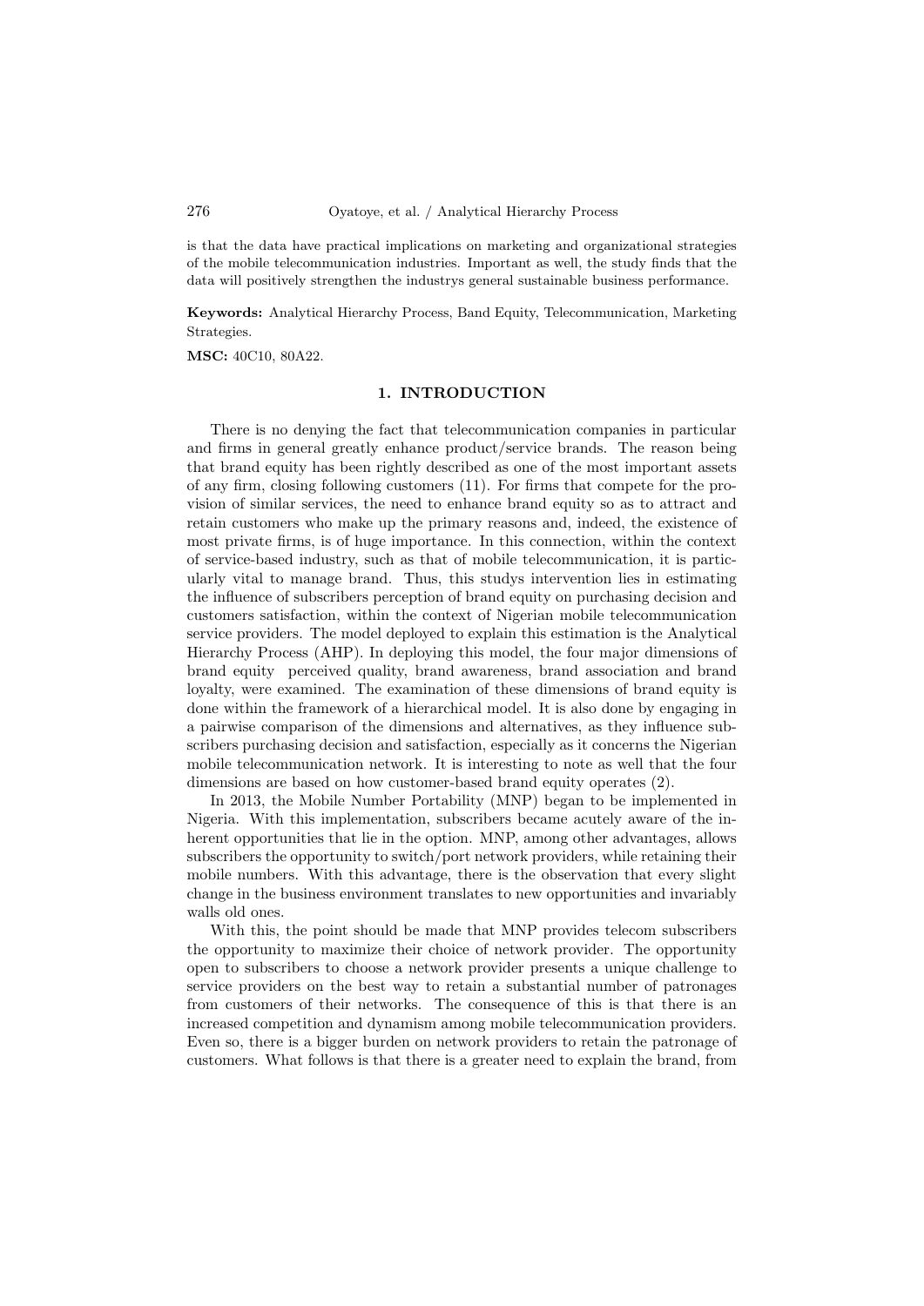is that the data have practical implications on marketing and organizational strategies of the mobile telecommunication industries. Important as well, the study finds that the data will positively strengthen the industrys general sustainable business performance.

**Keywords:** Analytical Hierarchy Process, Band Equity, Telecommunication, Marketing Strategies.

**MSC:** 40C10, 80A22.

## 1. INTRODUCTION

There is no denying the fact that telecommunication companies in particular and firms in general greatly enhance product/service brands. The reason being that brand equity has been rightly described as one of the most important assets of any firm, closing following customers (11). For firms that compete for the provision of similar services, the need to enhance brand equity so as to attract and retain customers who make up the primary reasons and, indeed, the existence of most private firms, is of huge importance. In this connection, within the context of service-based industry, such as that of mobile telecommunication, it is particularly vital to manage brand. Thus, this studys intervention lies in estimating the influence of subscribers perception of brand equity on purchasing decision and customers satisfaction, within the context of Nigerian mobile telecommunication service providers. The model deployed to explain this estimation is the Analytical Hierarchy Process (AHP). In deploying this model, the four major dimensions of brand equity perceived quality, brand awareness, brand association and brand loyalty, were examined. The examination of these dimensions of brand equity is done within the framework of a hierarchical model. It is also done by engaging in a pairwise comparison of the dimensions and alternatives, as they influence subscribers purchasing decision and satisfaction, especially as it concerns the Nigerian mobile telecommunication network. It is interesting to note as well that the four dimensions are based on how customer-based brand equity operates (2).

In 2013, the Mobile Number Portability (MNP) began to be implemented in Nigeria. With this implementation, subscribers became acutely aware of the inherent opportunities that lie in the option. MNP, among other advantages, allows subscribers the opportunity to switch/port network providers, while retaining their mobile numbers. With this advantage, there is the observation that every slight change in the business environment translates to new opportunities and invariably walls old ones.

With this, the point should be made that MNP provides telecom subscribers the opportunity to maximize their choice of network provider. The opportunity open to subscribers to choose a network provider presents a unique challenge to service providers on the best way to retain a substantial number of patronages from customers of their networks. The consequence of this is that there is an increased competition and dynamism among mobile telecommunication providers. Even so, there is a bigger burden on network providers to retain the patronage of customers. What follows is that there is a greater need to explain the brand, from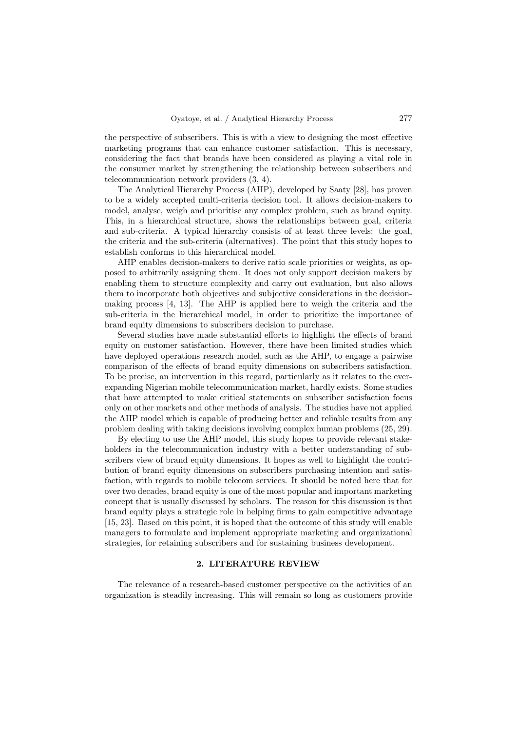the perspective of subscribers. This is with a view to designing the most effective marketing programs that can enhance customer satisfaction. This is necessary, considering the fact that brands have been considered as playing a vital role in the consumer market by strengthening the relationship between subscribers and telecommunication network providers (3, 4).

The Analytical Hierarchy Process (AHP), developed by Saaty [28], has proven to be a widely accepted multi-criteria decision tool. It allows decision-makers to model, analyse, weigh and prioritise any complex problem, such as brand equity. This, in a hierarchical structure, shows the relationships between goal, criteria and sub-criteria. A typical hierarchy consists of at least three levels: the goal, the criteria and the sub-criteria (alternatives). The point that this study hopes to establish conforms to this hierarchical model.

AHP enables decision-makers to derive ratio scale priorities or weights, as opposed to arbitrarily assigning them. It does not only support decision makers by enabling them to structure complexity and carry out evaluation, but also allows them to incorporate both objectives and subjective considerations in the decision-making process [4, 13]. The AHP is applied here to weigh the criteria and the sub-criteria in the hierarchical model, in order to prioritize the importance of brand equity dimensions to subscribers decision to purchase.

Several studies have made substantial efforts to highlight the effects of brand equity on customer satisfaction. However, there have been limited studies which have deployed operations research model, such as the AHP, to engage a pairwise comparison of the effects of brand equity dimensions on subscribers satisfaction. To be precise, an intervention in this regard, particularly as it relates to the ever-expanding Nigerian mobile telecommunication market, hardly exists. Some studies that have attempted to make critical statements on subscriber satisfaction focus only on other markets and other methods of analysis. The studies have not applied the AHP model which is capable of producing better and reliable results from any problem dealing with taking decisions involving complex human problems (25, 29).

By electing to use the AHP model, this study hopes to provide relevant stakeholders in the telecommunication industry with a better understanding of subscribers view of brand equity dimensions. It hopes as well to highlight the contribution of brand equity dimensions on subscribers purchasing intention and satisfaction, with regards to mobile telecom services. It should be noted here that for over two decades, brand equity is one of the most popular and important marketing concept that is usually discussed by scholars. The reason for this discussion is that brand equity plays a strategic role in helping firms to gain competitive advantage [15, 23]. Based on this point, it is hoped that the outcome of this study will enable managers to formulate and implement appropriate marketing and organizational strategies, for retaining subscribers and for sustaining business development.

## 2. LITERATURE REVIEW

The relevance of a research-based customer perspective on the activities of an organization is steadily increasing. This will remain so long as customers provide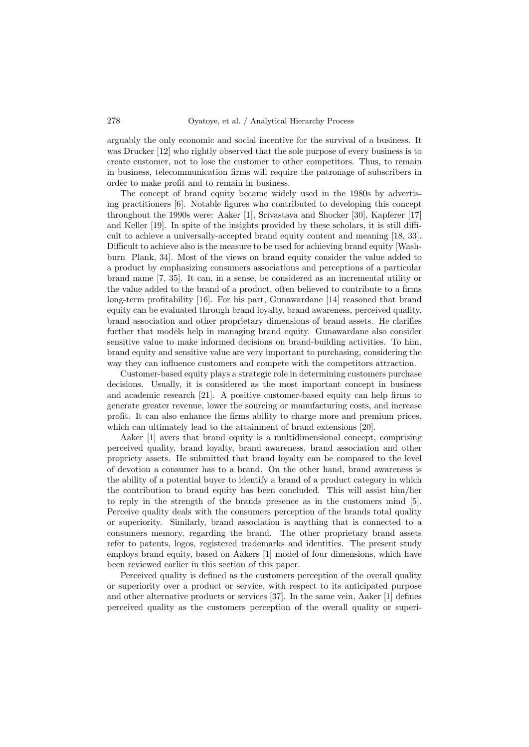arguably the only economic and social incentive for the survival of a business. It was Drucker [12] who rightly observed that the sole purpose of every business is to create customer, not to lose the customer to other competitors. Thus, to remain in business, telecommunication firms will require the patronage of subscribers in order to make profit and to remain in business.

The concept of brand equity became widely used in the 1980s by advertising practitioners [6]. Notable figures who contributed to developing this concept throughout the 1990s were: Aaker [1], Srivastava and Shocker [30], Kapferer [17] and Keller [19]. In spite of the insights provided by these scholars, it is still difficult to achieve a universally-accepted brand equity content and meaning [18, 33]. Difficult to achieve also is the measure to be used for achieving brand equity [Washburn Plank, 34]. Most of the views on brand equity consider the value added to a product by emphasizing consumers associations and perceptions of a particular brand name [7, 35]. It can, in a sense, be considered as an incremental utility or the value added to the brand of a product, often believed to contribute to a firms long-term profitability [16]. For his part, Gunawardane [14] reasoned that brand equity can be evaluated through brand loyalty, brand awareness, perceived quality, brand association and other proprietary dimensions of brand assets. He clarifies further that models help in managing brand equity. Gunawardane also consider sensitive value to make informed decisions on brand-building activities. To him, brand equity and sensitive value are very important to purchasing, considering the way they can influence customers and compete with the competitors attraction.

Customer-based equity plays a strategic role in determining customers purchase decisions. Usually, it is considered as the most important concept in business and academic research [21]. A positive customer-based equity can help firms to generate greater revenue, lower the sourcing or manufacturing costs, and increase profit. It can also enhance the firms ability to charge more and premium prices, which can ultimately lead to the attainment of brand extensions [20].

Aaker [1] avers that brand equity is a multidimensional concept, comprising perceived quality, brand loyalty, brand awareness, brand association and other propriety assets. He submitted that brand loyalty can be compared to the level of devotion a consumer has to a brand. On the other hand, brand awareness is the ability of a potential buyer to identify a brand of a product category in which the contribution to brand equity has been concluded. This will assist him/her to reply in the strength of the brands presence as in the customers mind [5]. Perceive quality deals with the consumers perception of the brands total quality or superiority. Similarly, brand association is anything that is connected to a consumers memory, regarding the brand. The other proprietary brand assets refer to patents, logos, registered trademarks and identities. The present study employs brand equity, based on Aakers [1] model of four dimensions, which have been reviewed earlier in this section of this paper.

Perceived quality is defined as the customers perception of the overall quality or superiority over a product or service, with respect to its anticipated purpose and other alternative products or services [37]. In the same vein, Aaker [1] defines perceived quality as the customers perception of the overall quality or superi-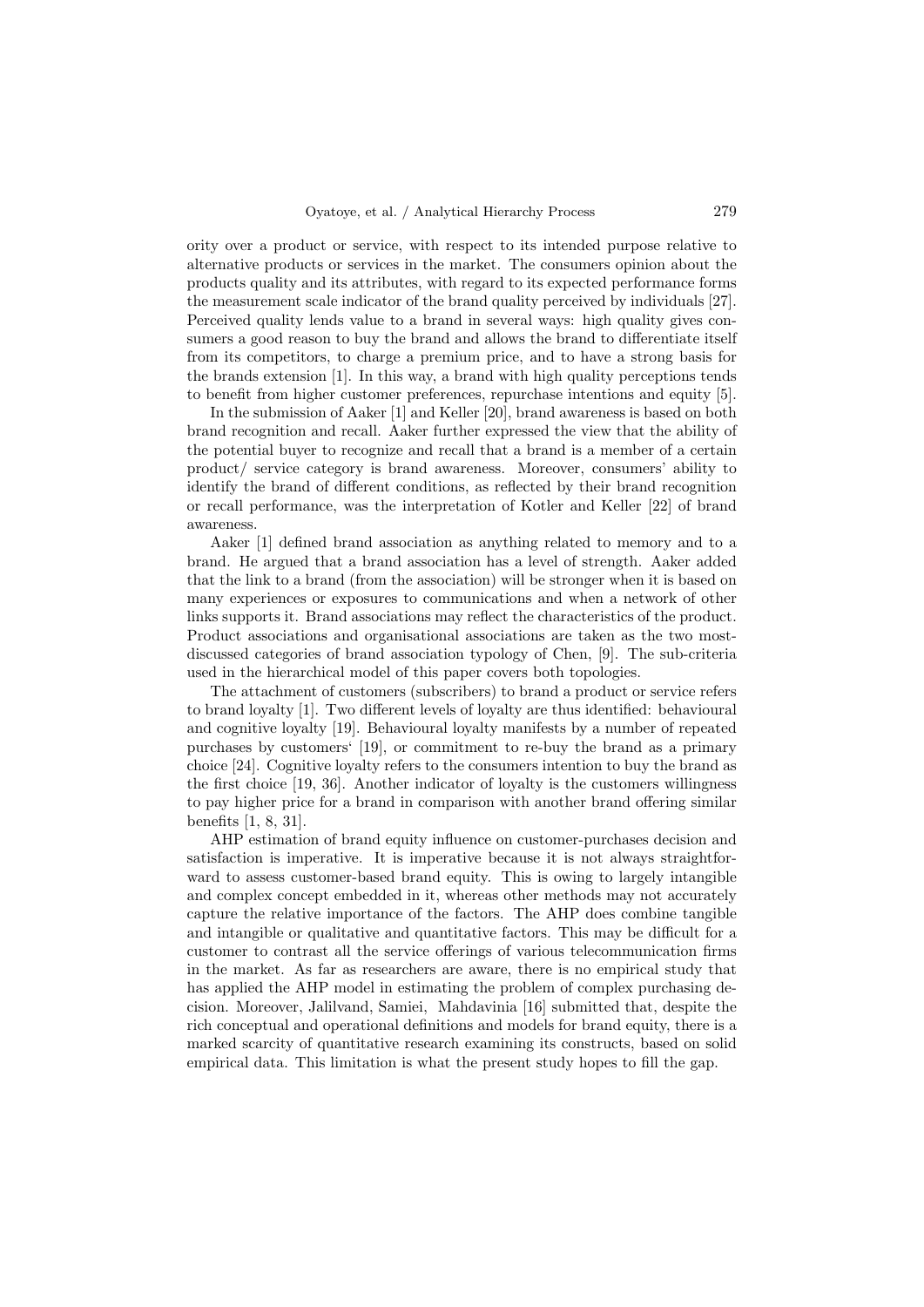ority over a product or service, with respect to its intended purpose relative to alternative products or services in the market. The consumers opinion about the products quality and its attributes, with regard to its expected performance forms the measurement scale indicator of the brand quality perceived by individuals [27]. Perceived quality lends value to a brand in several ways: high quality gives consumers a good reason to buy the brand and allows the brand to differentiate itself from its competitors, to charge a premium price, and to have a strong basis for the brands extension [1]. In this way, a brand with high quality perceptions tends to benefit from higher customer preferences, repurchase intentions and equity [5].

In the submission of Aaker [1] and Keller [20], brand awareness is based on both brand recognition and recall. Aaker further expressed the view that the ability of the potential buyer to recognize and recall that a brand is a member of a certain product/ service category is brand awareness. Moreover, consumers' ability to identify the brand of different conditions, as reflected by their brand recognition or recall performance, was the interpretation of Kotler and Keller [22] of brand awareness.

Aaker [1] defined brand association as anything related to memory and to a brand. He argued that a brand association has a level of strength. Aaker added that the link to a brand (from the association) will be stronger when it is based on many experiences or exposures to communications and when a network of other links supports it. Brand associations may reflect the characteristics of the product. Product associations and organisational associations are taken as the two most-discussed categories of brand association typology of Chen, [9]. The sub-criteria used in the hierarchical model of this paper covers both topologies.

The attachment of customers (subscribers) to brand a product or service refers to brand loyalty [1]. Two different levels of loyalty are thus identified: behavioural and cognitive loyalty [19]. Behavioural loyalty manifests by a number of repeated purchases by customers' [19], or commitment to re-buy the brand as a primary choice [24]. Cognitive loyalty refers to the consumers intention to buy the brand as the first choice [19, 36]. Another indicator of loyalty is the customers willingness to pay higher price for a brand in comparison with another brand offering similar benefits [1, 8, 31].

AHP estimation of brand equity influence on customer-purchases decision and satisfaction is imperative. It is imperative because it is not always straightforward to assess customer-based brand equity. This is owing to largely intangible and complex concept embedded in it, whereas other methods may not accurately capture the relative importance of the factors. The AHP does combine tangible and intangible or qualitative and quantitative factors. This may be difficult for a customer to contrast all the service offerings of various telecommunication firms in the market. As far as researchers are aware, there is no empirical study that has applied the AHP model in estimating the problem of complex purchasing decision. Moreover, Jalilvand, Samiei, Mahdavinia [16] submitted that, despite the rich conceptual and operational definitions and models for brand equity, there is a marked scarcity of quantitative research examining its constructs, based on solid empirical data. This limitation is what the present study hopes to fill the gap.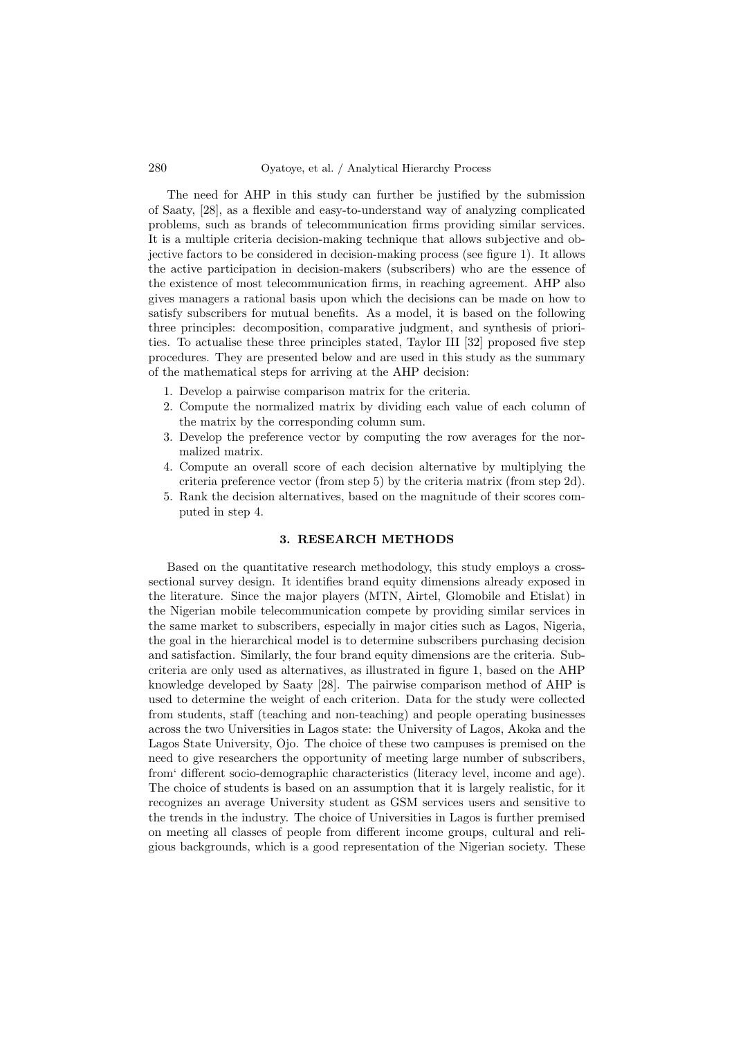The need for AHP in this study can further be justified by the submission of Saaty, [28], as a flexible and easy-to-understand way of analyzing complicated problems, such as brands of telecommunication firms providing similar services. It is a multiple criteria decision-making technique that allows subjective and objective factors to be considered in decision-making process (see figure 1). It allows the active participation in decision-makers (subscribers) who are the essence of the existence of most telecommunication firms, in reaching agreement. AHP also gives managers a rational basis upon which the decisions can be made on how to satisfy subscribers for mutual benefits. As a model, it is based on the following three principles: decomposition, comparative judgment, and synthesis of priorities. To actualise these three principles stated, Taylor III [32] proposed five step procedures. They are presented below and are used in this study as the summary of the mathematical steps for arriving at the AHP decision:

1. Develop a pairwise comparison matrix for the criteria.
2. Compute the normalized matrix by dividing each value of each column of the matrix by the corresponding column sum.
3. Develop the preference vector by computing the row averages for the normalized matrix.
4. Compute an overall score of each decision alternative by multiplying the criteria preference vector (from step 5) by the criteria matrix (from step 2d).
5. Rank the decision alternatives, based on the magnitude of their scores computed in step 4.

## 3. RESEARCH METHODS

Based on the quantitative research methodology, this study employs a cross-sectional survey design. It identifies brand equity dimensions already exposed in the literature. Since the major players (MTN, Airtel, Glomobile and Etislat) in the Nigerian mobile telecommunication compete by providing similar services in the same market to subscribers, especially in major cities such as Lagos, Nigeria, the goal in the hierarchical model is to determine subscribers purchasing decision and satisfaction. Similarly, the four brand equity dimensions are the criteria. Sub-criteria are only used as alternatives, as illustrated in figure 1, based on the AHP knowledge developed by Saaty [28]. The pairwise comparison method of AHP is used to determine the weight of each criterion. Data for the study were collected from students, staff (teaching and non-teaching) and people operating businesses across the two Universities in Lagos state: the University of Lagos, Akoka and the Lagos State University, Ojo. The choice of these two campuses is premised on the need to give researchers the opportunity of meeting large number of subscribers, from‘ different socio-demographic characteristics (literacy level, income and age). The choice of students is based on an assumption that it is largely realistic, for it recognizes an average University student as GSM services users and sensitive to the trends in the industry. The choice of Universities in Lagos is further premised on meeting all classes of people from different income groups, cultural and religious backgrounds, which is a good representation of the Nigerian society. These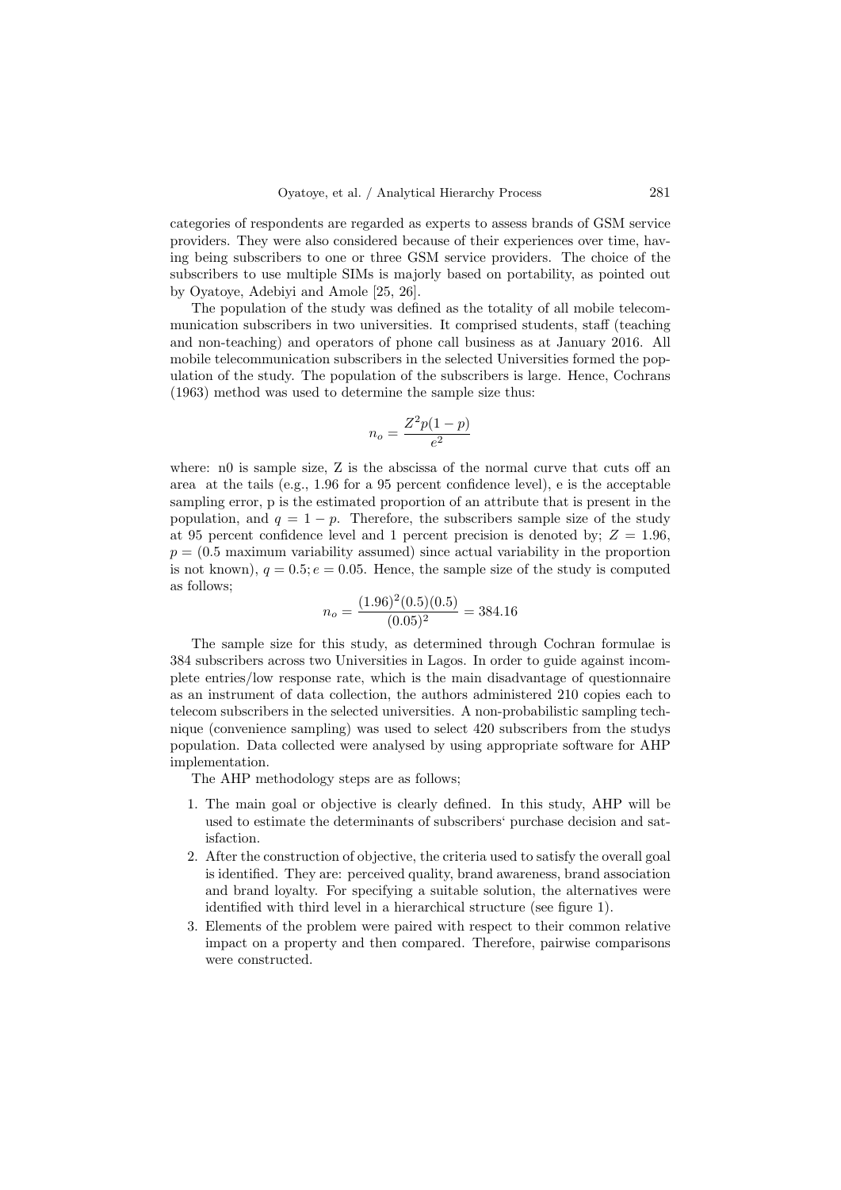categories of respondents are regarded as experts to assess brands of GSM service providers. They were also considered because of their experiences over time, having being subscribers to one or three GSM service providers. The choice of the subscribers to use multiple SIMs is majorly based on portability, as pointed out by Oyatoye, Adebiyi and Amole [25, 26].

The population of the study was defined as the totality of all mobile telecommunication subscribers in two universities. It comprised students, staff (teaching and non-teaching) and operators of phone call business as at January 2016. All mobile telecommunication subscribers in the selected Universities formed the population of the study. The population of the subscribers is large. Hence, Cochrans (1963) method was used to determine the sample size thus:

$$n_o = \frac{Z^2 p(1-p)}{e^2}$$

where: n0 is sample size, Z is the abscissa of the normal curve that cuts off an area at the tails (e.g., 1.96 for a 95 percent confidence level), e is the acceptable sampling error, p is the estimated proportion of an attribute that is present in the population, and $q = 1 - p$. Therefore, the subscribers sample size of the study at 95 percent confidence level and 1 percent precision is denoted by; $Z = 1.96$, $p =$ (0.5 maximum variability assumed) since actual variability in the proportion is not known), $q = 0.5; e = 0.05$. Hence, the sample size of the study is computed as follows;

$$n_o = \frac{(1.96)^2(0.5)(0.5)}{(0.05)^2} = 384.16$$

The sample size for this study, as determined through Cochran formulae is 384 subscribers across two Universities in Lagos. In order to guide against incomplete entries/low response rate, which is the main disadvantage of questionnaire as an instrument of data collection, the authors administered 210 copies each to telecom subscribers in the selected universities. A non-probabilistic sampling technique (convenience sampling) was used to select 420 subscribers from the studys population. Data collected were analysed by using appropriate software for AHP implementation.

The AHP methodology steps are as follows;

1. The main goal or objective is clearly defined. In this study, AHP will be used to estimate the determinants of subscribers‘ purchase decision and satisfaction.
2. After the construction of objective, the criteria used to satisfy the overall goal is identified. They are: perceived quality, brand awareness, brand association and brand loyalty. For specifying a suitable solution, the alternatives were identified with third level in a hierarchical structure (see figure 1).
3. Elements of the problem were paired with respect to their common relative impact on a property and then compared. Therefore, pairwise comparisons were constructed.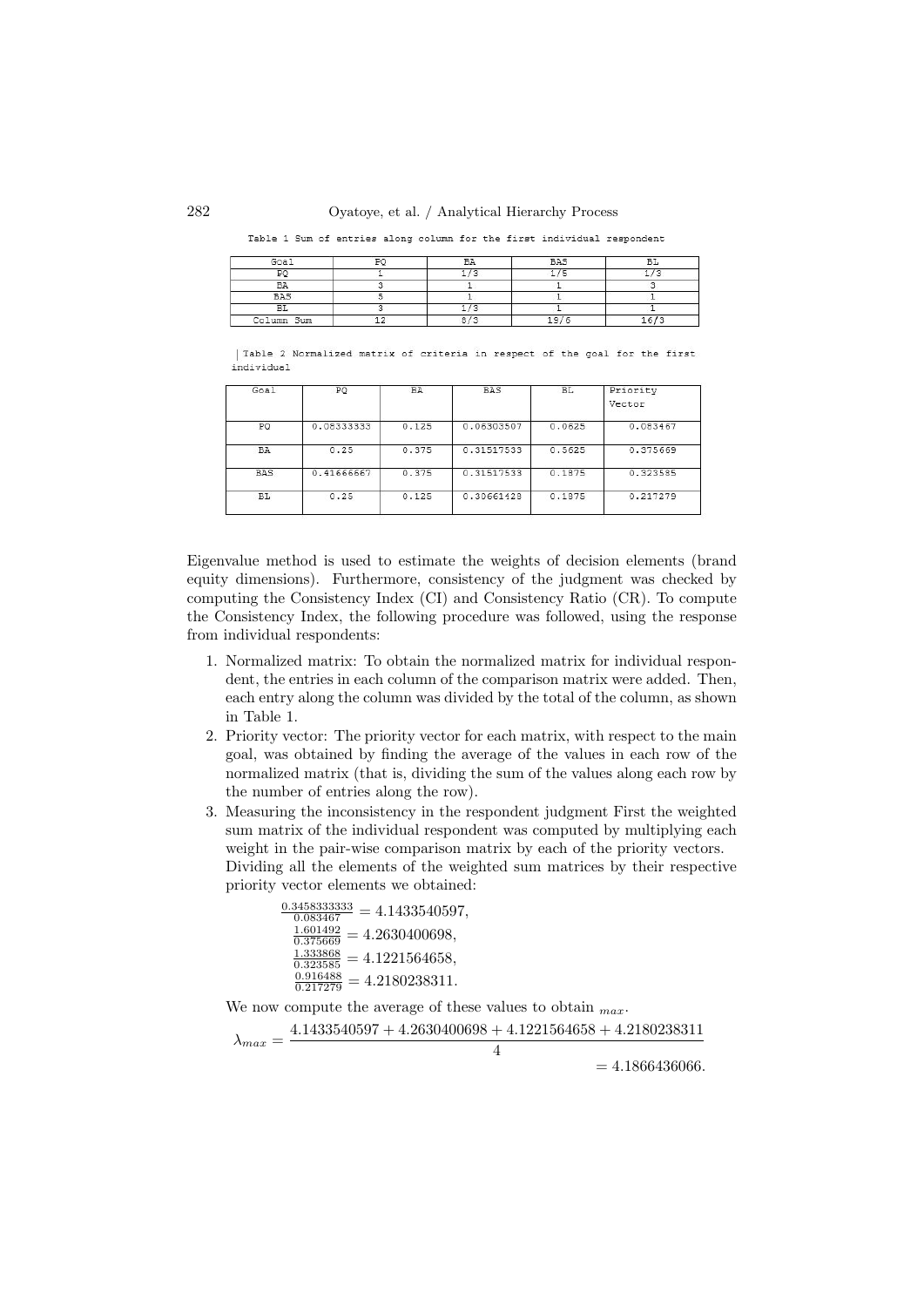Table 1 Sum of entries along column for the first individual respondent

| Goal | PQ | BA | BAS | BL |
|---|---|---|---|---|
| PQ | 1 | 1/3 | 1/5 | 1/3 |
| BA | 3 | 1 | 1 | 3 |
| BAS | 5 | 1 | 1 | 1 |
| BL | 3 | 1/3 | 1 | 1 |
| Column Sum | 12 | 8/3 | 19/6 | 16/3 |

Table 2 Normalized matrix of criteria in respect of the goal for the first individual

| Goal | PQ | BA | BAS | BL | Priority Vector |
|---|---|---|---|---|---|
| PQ | 0.08333333 | 0.125 | 0.06303507 | 0.0625 | 0.083467 |
| BA | 0.25 | 0.375 | 0.31517533 | 0.5625 | 0.375669 |
| BAS | 0.41666667 | 0.375 | 0.31517533 | 0.1875 | 0.323585 |
| BL | 0.25 | 0.125 | 0.30661428 | 0.1875 | 0.217279 |

Eigenvalue method is used to estimate the weights of decision elements (brand equity dimensions). Furthermore, consistency of the judgment was checked by computing the Consistency Index (CI) and Consistency Ratio (CR). To compute the Consistency Index, the following procedure was followed, using the response from individual respondents:

1. Normalized matrix: To obtain the normalized matrix for individual respondent, the entries in each column of the comparison matrix were added. Then, each entry along the column was divided by the total of the column, as shown in Table 1.
2. Priority vector: The priority vector for each matrix, with respect to the main goal, was obtained by finding the average of the values in each row of the normalized matrix (that is, dividing the sum of the values along each row by the number of entries along the row).
3. Measuring the inconsistency in the respondent judgment First the weighted sum matrix of the individual respondent was computed by multiplying each weight in the pair-wise comparison matrix by each of the priority vectors. Dividing all the elements of the weighted sum matrices by their respective priority vector elements we obtained:

   $$\frac{0.3458333333}{0.083467} = 4.1433540597,$$
   $$\frac{1.601492}{0.375669} = 4.2630400698,$$
   $$\frac{1.333868}{0.323585} = 4.1221564658,$$
   $$\frac{0.916488}{0.217279} = 4.2180238311.$$

   We now compute the average of these values to obtain $_{max}$.

   $$\lambda_{max} = \frac{4.1433540597 + 4.2630400698 + 4.1221564658 + 4.2180238311}{4} = 4.1866436066.$$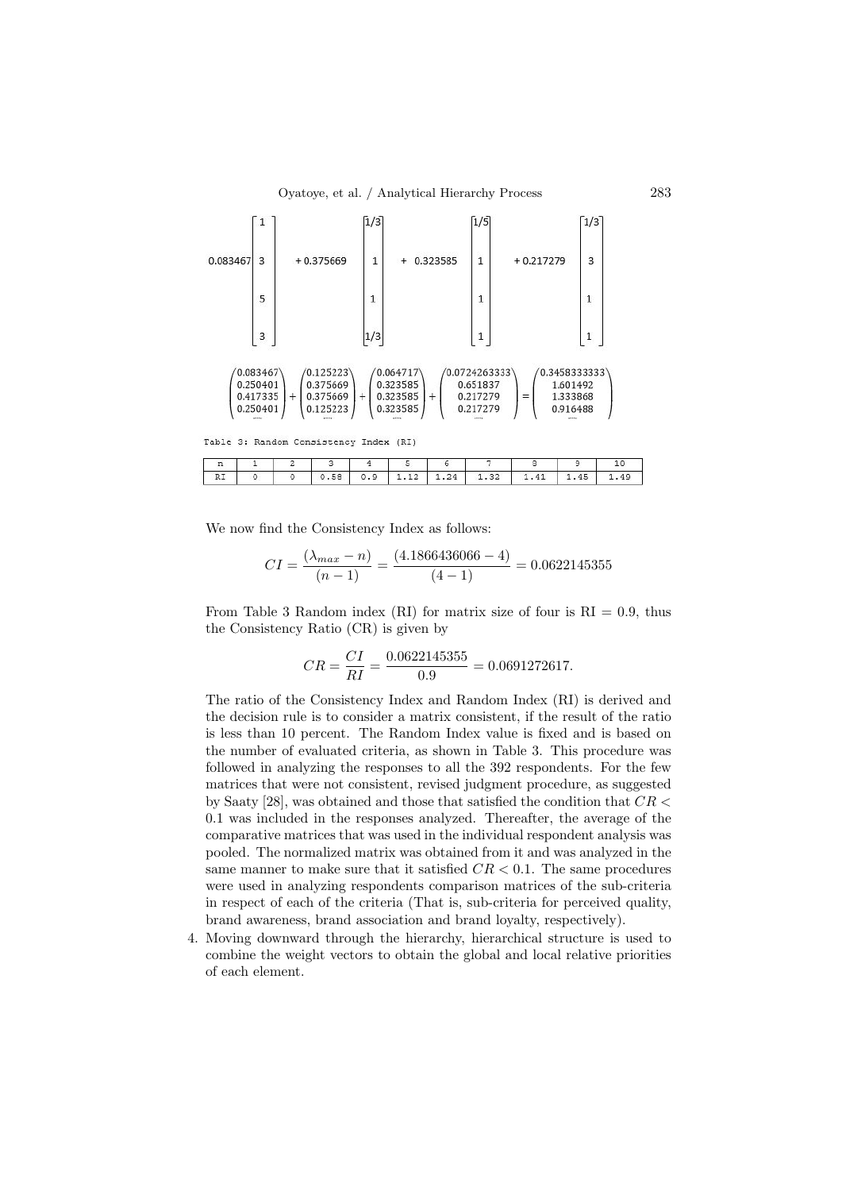$$0.083467\begin{bmatrix}1\\3\\5\\3\end{bmatrix} + 0.375669\begin{bmatrix}1/3\\1\\1\\1/3\end{bmatrix} + 0.323585\begin{bmatrix}1/5\\1\\1\\1\end{bmatrix} + 0.217279\begin{bmatrix}1/3\\3\\1\\1\end{bmatrix}$$

$$\begin{pmatrix}0.083467\\0.250401\\0.417335\\0.250401\end{pmatrix} + \begin{pmatrix}0.125223\\0.375669\\0.375669\\0.125223\end{pmatrix} + \begin{pmatrix}0.064717\\0.323585\\0.323585\\0.323585\end{pmatrix} + \begin{pmatrix}0.0724263333\\0.651837\\0.217279\\0.217279\end{pmatrix} = \begin{pmatrix}0.3458333333\\1.601492\\1.333868\\0.916488\end{pmatrix}$$

Table 3: Random Consistency Index (RI)

| n | 1 | 2 | 3 | 4 | 5 | 6 | 7 | 8 | 9 | 10 |
|---|---|---|---|---|---|---|---|---|---|---|
| RI | 0 | 0 | 0.58 | 0.9 | 1.12 | 1.24 | 1.32 | 1.41 | 1.45 | 1.49 |

We now find the Consistency Index as follows:

$$CI = \frac{(\lambda_{max} - n)}{(n-1)} = \frac{(4.1866436066 - 4)}{(4-1)} = 0.0622145355$$

From Table 3 Random index (RI) for matrix size of four is RI = 0.9, thus the Consistency Ratio (CR) is given by

$$CR = \frac{CI}{RI} = \frac{0.0622145355}{0.9} = 0.0691272617.$$

The ratio of the Consistency Index and Random Index (RI) is derived and the decision rule is to consider a matrix consistent, if the result of the ratio is less than 10 percent. The Random Index value is fixed and is based on the number of evaluated criteria, as shown in Table 3. This procedure was followed in analyzing the responses to all the 392 respondents. For the few matrices that were not consistent, revised judgment procedure, as suggested by Saaty [28], was obtained and those that satisfied the condition that $CR < 0.1$ was included in the responses analyzed. Thereafter, the average of the comparative matrices that was used in the individual respondent analysis was pooled. The normalized matrix was obtained from it and was analyzed in the same manner to make sure that it satisfied $CR < 0.1$. The same procedures were used in analyzing respondents comparison matrices of the sub-criteria in respect of each of the criteria (That is, sub-criteria for perceived quality, brand awareness, brand association and brand loyalty, respectively).

4. Moving downward through the hierarchy, hierarchical structure is used to combine the weight vectors to obtain the global and local relative priorities of each element.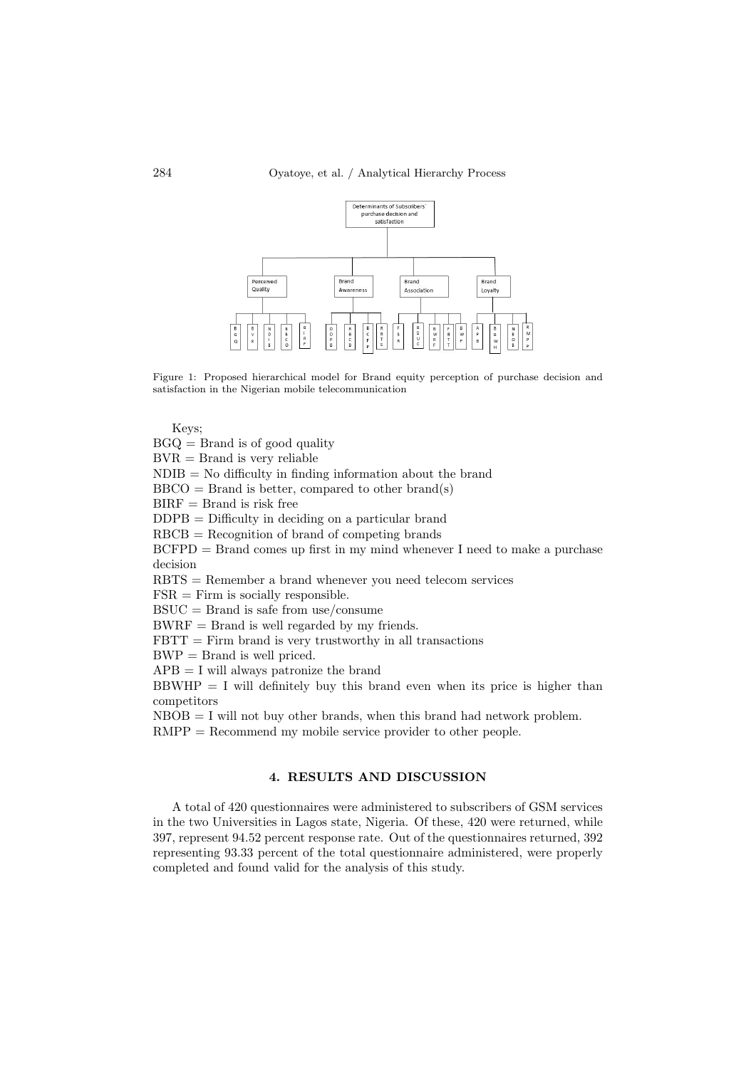Figure 1: Proposed hierarchical model for Brand equity perception of purchase decision and satisfaction in the Nigerian mobile telecommunication

Keys;

BGQ = Brand is of good quality  
BVR = Brand is very reliable  
NDIB = No difficulty in finding information about the brand  
BBCO = Brand is better, compared to other brand(s)  
BIRF = Brand is risk free  
DDPB = Difficulty in deciding on a particular brand  
RBCB = Recognition of brand of competing brands  
BCFPD = Brand comes up first in my mind whenever I need to make a purchase decision  
RBTS = Remember a brand whenever you need telecom services  
FSR = Firm is socially responsible.  
BSUC = Brand is safe from use/consume  
BWRF = Brand is well regarded by my friends.  
FBTT = Firm brand is very trustworthy in all transactions  
BWP = Brand is well priced.  
APB = I will always patronize the brand  
BBWHP = I will definitely buy this brand even when its price is higher than competitors  
NBOB = I will not buy other brands, when this brand had network problem.  
RMPP = Recommend my mobile service provider to other people.

## 4. RESULTS AND DISCUSSION

A total of 420 questionnaires were administered to subscribers of GSM services in the two Universities in Lagos state, Nigeria. Of these, 420 were returned, while 397, represent 94.52 percent response rate. Out of the questionnaires returned, 392 representing 93.33 percent of the total questionnaire administered, were properly completed and found valid for the analysis of this study.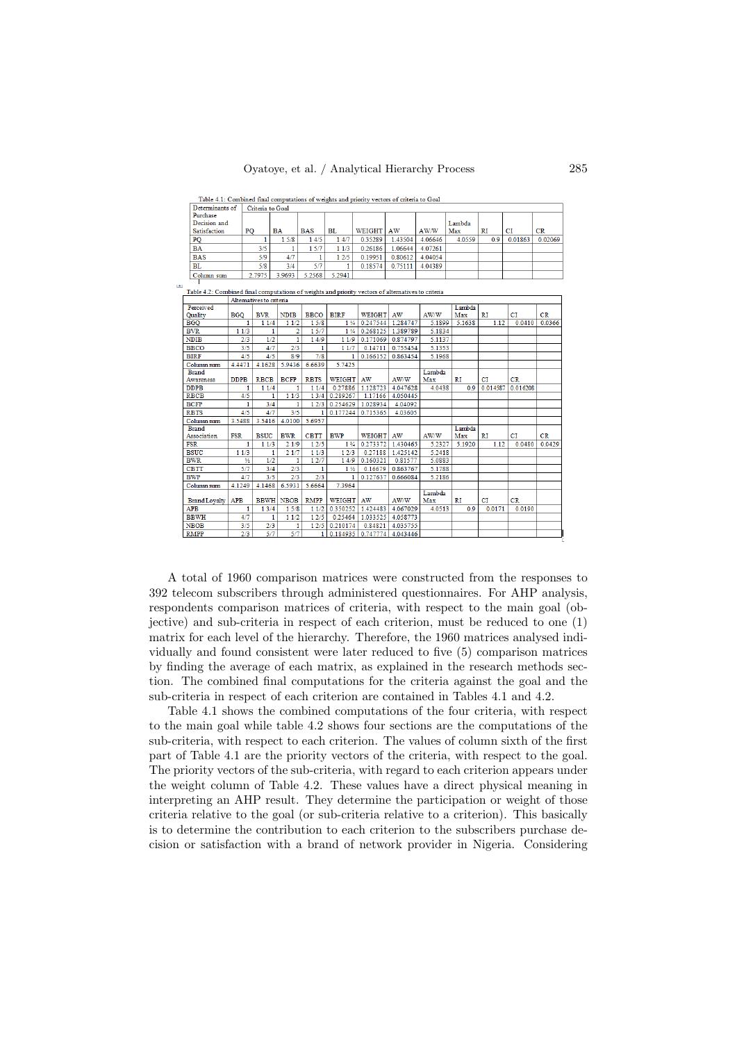Table 4.1: Combined final computations of weights and priority vectors of criteria to Goal

| Determinants of Purchase Decision and Satisfaction | PQ | BA | BAS | BL | WEIGHT | AW | AW/W | Lambda Max | RI | CI | CR |
|---|---|---|---|---|---|---|---|---|---|---|---|
| PQ | 1 | 1 5/8 | 1 4/5 | 1 4/7 | 0.35289 | 1.43504 | 4.06646 | 4.0559 | 0.9 | 0.01863 | 0.02069 |
| BA | 3/5 | 1 | 1 5/7 | 1 1/3 | 0.26186 | 1.06644 | 4.07261 | | | | |
| BAS | 5/9 | 4/7 | 1 | 1 2/5 | 0.19951 | 0.80612 | 4.04054 | | | | |
| BL | 5/8 | 3/4 | 5/7 | 1 | 0.18574 | 0.75111 | 4.04389 | | | | |
| Column sum | 2.7975 | 3.9693 | 5.2568 | 5.2941 | | | | | | | |

Table 4.2: Combined final computations of weights and priority vectors of alternatives to criteria

| Perceived Quality | BGQ | BVR | NDIB | BBCO | BIRF | WEIGHT | AW | AW/W | Lambda Max | RI | CI | CR |
|---|---|---|---|---|---|---|---|---|---|---|---|---|
| BGQ | 1 | 1 1/4 | 1 1/2 | 1 5/8 | 1 ¼ | 0.247544 | 1.284747 | 5.1899 | 5.1638 | 1.12 | 0.0410 | 0.0366 |
| BVR | 1 1/3 | 1 | 2 | 1 5/7 | 1 ¼ | 0.268125 | 1.389789 | 5.1834 | | | | |
| NDIB | 2/3 | 1/2 | 1 | 1 4/9 | 1 1/9 | 0.171069 | 0.874797 | 5.1137 | | | | |
| BBCO | 3/5 | 4/7 | 2/3 | 1 | 1 1/7 | 0.14711 | 0.755454 | 5.1353 | | | | |
| BIRF | 4/5 | 4/5 | 8/9 | 7/8 | 1 | 0.166152 | 0.863454 | 5.1968 | | | | |
| Column sum | 4.4471 | 4.1628 | 5.9436 | 6.6639 | 5.7425 | | | | | | | |

| Brand Awareness | DDPB | RBCB | BCFP | RBTS | WEIGHT | AW | AW/W | Lambda Max | RI | CI | CR |
|---|---|---|---|---|---|---|---|---|---|---|---|
| DDPB | 1 | 1 1/4 | 1 | 1 1/4 | 0.27886 | 1.128723 | 4.047628 | 4.0438 | 0.9 | 0.014587 | 0.016208 |
| RBCB | 4/5 | 1 | 1 1/3 | 1 3/4 | 0.289267 | 1.17166 | 4.050445 | | | | |
| BCFP | 1 | 3/4 | 1 | 1 2/3 | 0.254629 | 1.028934 | 4.04092 | | | | |
| RBTS | 4/5 | 4/7 | 3/5 | 1 | 0.177244 | 0.715365 | 4.03605 | | | | |
| Column sum | 3.5488 | 3.5416 | 4.0100 | 5.6957 | | | | | | | |

| Brand Association | FSR | BSUC | BWR | CBTT | BWP | WEIGHT | AW | AW/W | Lambda Max | RI | CI | CR |
|---|---|---|---|---|---|---|---|---|---|---|---|---|
| FSR | 1 | 1 1/3 | 2 1/9 | 1 2/5 | 1 ¾ | 0.273372 | 1.430465 | 5.2327 | 5.1920 | 1.12 | 0.0480 | 0.0429 |
| BSUC | 1 1/3 | 1 | 2 1/7 | 1 1/3 | 1 2/3 | 0.27188 | 1.425142 | 5.2418 | | | | |
| BWR | ½ | 1/2 | 1 | 1 2/7 | 1 4/9 | 0.160321 | 0.81577 | 5.0883 | | | | |
| CBTT | 5/7 | 3/4 | 2/3 | 1 | 1 ½ | 0.16679 | 0.863767 | 5.1788 | | | | |
| BWP | 4/7 | 3/5 | 2/3 | 2/3 | 1 | 0.127637 | 0.666084 | 5.2186 | | | | |
| Column sum | 4.1249 | 4.1468 | 6.5931 | 5.6864 | 7.3984 | | | | | | | |

| Brand Loyalty | APB | BBWH | NBOB | RMPP | WEIGHT | AW | AW/W | Lambda Max | RI | CI | CR |
|---|---|---|---|---|---|---|---|---|---|---|---|
| APB | 1 | 1 3/4 | 1 5/8 | 1 1/2 | 0.350252 | 1.424483 | 4.067029 | 4.0513 | 0.9 | 0.0171 | 0.0190 |
| BBWH | 4/7 | 1 | 1 1/2 | 1 2/5 | 0.25464 | 1.033525 | 4.058773 | | | | |
| NBOB | 3/5 | 2/3 | 1 | 1 2/5 | 0.210174 | 0.84821 | 4.035755 | | | | |
| RMPP | 2/3 | 5/7 | 5/7 | 1 | 0.184935 | 0.747774 | 4.043446 | | | | |

A total of 1960 comparison matrices were constructed from the responses to 392 telecom subscribers through administered questionnaires. For AHP analysis, respondents comparison matrices of criteria, with respect to the main goal (objective) and sub-criteria in respect of each criterion, must be reduced to one (1) matrix for each level of the hierarchy. Therefore, the 1960 matrices analysed individually and found consistent were later reduced to five (5) comparison matrices by finding the average of each matrix, as explained in the research methods section. The combined final computations for the criteria against the goal and the sub-criteria in respect of each criterion are contained in Tables 4.1 and 4.2.

Table 4.1 shows the combined computations of the four criteria, with respect to the main goal while table 4.2 shows four sections are the computations of the sub-criteria, with respect to each criterion. The values of column sixth of the first part of Table 4.1 are the priority vectors of the criteria, with respect to the goal. The priority vectors of the sub-criteria, with regard to each criterion appears under the weight column of Table 4.2. These values have a direct physical meaning in interpreting an AHP result. They determine the participation or weight of those criteria relative to the goal (or sub-criteria relative to a criterion). This basically is to determine the contribution to each criterion to the subscribers purchase decision or satisfaction with a brand of network provider in Nigeria. Considering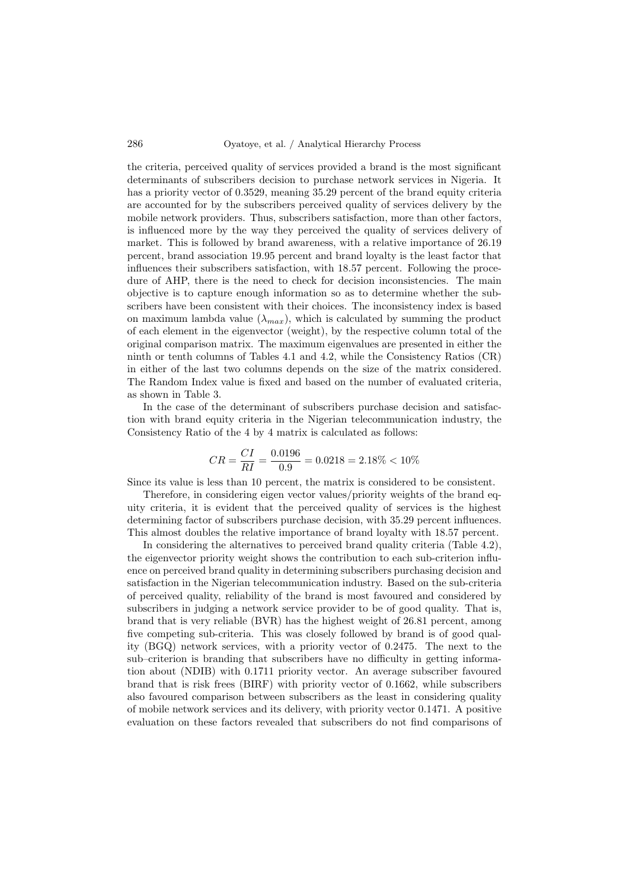the criteria, perceived quality of services provided a brand is the most significant determinants of subscribers decision to purchase network services in Nigeria. It has a priority vector of 0.3529, meaning 35.29 percent of the brand equity criteria are accounted for by the subscribers perceived quality of services delivery by the mobile network providers. Thus, subscribers satisfaction, more than other factors, is influenced more by the way they perceived the quality of services delivery of market. This is followed by brand awareness, with a relative importance of 26.19 percent, brand association 19.95 percent and brand loyalty is the least factor that influences their subscribers satisfaction, with 18.57 percent. Following the procedure of AHP, there is the need to check for decision inconsistencies. The main objective is to capture enough information so as to determine whether the subscribers have been consistent with their choices. The inconsistency index is based on maximum lambda value ($\lambda_{max}$), which is calculated by summing the product of each element in the eigenvector (weight), by the respective column total of the original comparison matrix. The maximum eigenvalues are presented in either the ninth or tenth columns of Tables 4.1 and 4.2, while the Consistency Ratios (CR) in either of the last two columns depends on the size of the matrix considered. The Random Index value is fixed and based on the number of evaluated criteria, as shown in Table 3.

In the case of the determinant of subscribers purchase decision and satisfaction with brand equity criteria in the Nigerian telecommunication industry, the Consistency Ratio of the 4 by 4 matrix is calculated as follows:

$$CR = \frac{CI}{RI} = \frac{0.0196}{0.9} = 0.0218 = 2.18\% < 10\%$$

Since its value is less than 10 percent, the matrix is considered to be consistent.

Therefore, in considering eigen vector values/priority weights of the brand equity criteria, it is evident that the perceived quality of services is the highest determining factor of subscribers purchase decision, with 35.29 percent influences. This almost doubles the relative importance of brand loyalty with 18.57 percent.

In considering the alternatives to perceived brand quality criteria (Table 4.2), the eigenvector priority weight shows the contribution to each sub-criterion influence on perceived brand quality in determining subscribers purchasing decision and satisfaction in the Nigerian telecommunication industry. Based on the sub-criteria of perceived quality, reliability of the brand is most favoured and considered by subscribers in judging a network service provider to be of good quality. That is, brand that is very reliable (BVR) has the highest weight of 26.81 percent, among five competing sub-criteria. This was closely followed by brand is of good quality (BGQ) network services, with a priority vector of 0.2475. The next to the sub–criterion is branding that subscribers have no difficulty in getting information about (NDIB) with 0.1711 priority vector. An average subscriber favoured brand that is risk frees (BIRF) with priority vector of 0.1662, while subscribers also favoured comparison between subscribers as the least in considering quality of mobile network services and its delivery, with priority vector 0.1471. A positive evaluation on these factors revealed that subscribers do not find comparisons of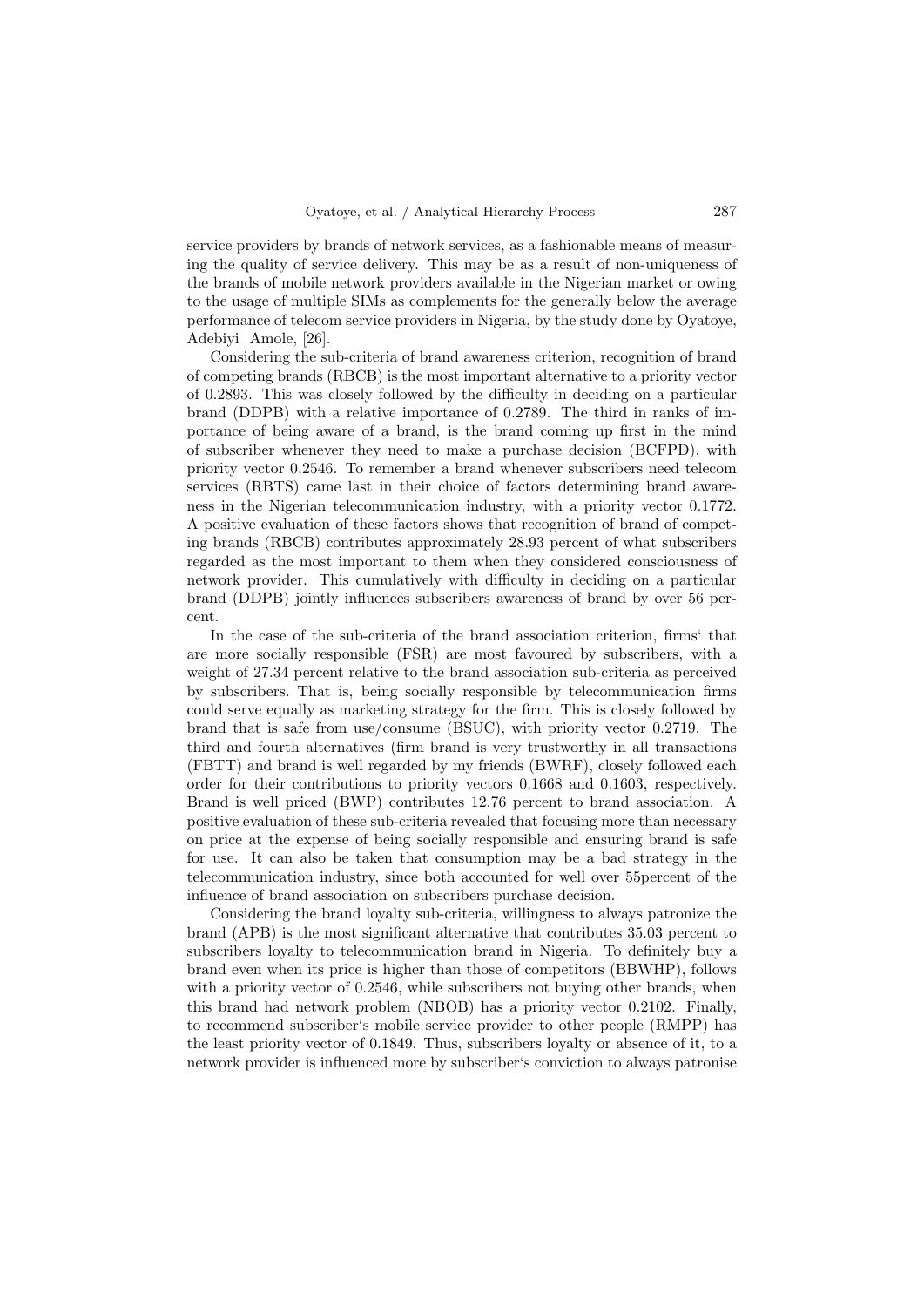service providers by brands of network services, as a fashionable means of measuring the quality of service delivery. This may be as a result of non-uniqueness of the brands of mobile network providers available in the Nigerian market or owing to the usage of multiple SIMs as complements for the generally below the average performance of telecom service providers in Nigeria, by the study done by Oyatoye, Adebiyi Amole, [26].

Considering the sub-criteria of brand awareness criterion, recognition of brand of competing brands (RBCB) is the most important alternative to a priority vector of 0.2893. This was closely followed by the difficulty in deciding on a particular brand (DDPB) with a relative importance of 0.2789. The third in ranks of importance of being aware of a brand, is the brand coming up first in the mind of subscriber whenever they need to make a purchase decision (BCFPD), with priority vector 0.2546. To remember a brand whenever subscribers need telecom services (RBTS) came last in their choice of factors determining brand awareness in the Nigerian telecommunication industry, with a priority vector 0.1772. A positive evaluation of these factors shows that recognition of brand of competing brands (RBCB) contributes approximately 28.93 percent of what subscribers regarded as the most important to them when they considered consciousness of network provider. This cumulatively with difficulty in deciding on a particular brand (DDPB) jointly influences subscribers awareness of brand by over 56 percent.

In the case of the sub-criteria of the brand association criterion, firms‘ that are more socially responsible (FSR) are most favoured by subscribers, with a weight of 27.34 percent relative to the brand association sub-criteria as perceived by subscribers. That is, being socially responsible by telecommunication firms could serve equally as marketing strategy for the firm. This is closely followed by brand that is safe from use/consume (BSUC), with priority vector 0.2719. The third and fourth alternatives (firm brand is very trustworthy in all transactions (FBTT) and brand is well regarded by my friends (BWRF), closely followed each order for their contributions to priority vectors 0.1668 and 0.1603, respectively. Brand is well priced (BWP) contributes 12.76 percent to brand association. A positive evaluation of these sub-criteria revealed that focusing more than necessary on price at the expense of being socially responsible and ensuring brand is safe for use. It can also be taken that consumption may be a bad strategy in the telecommunication industry, since both accounted for well over 55percent of the influence of brand association on subscribers purchase decision.

Considering the brand loyalty sub-criteria, willingness to always patronize the brand (APB) is the most significant alternative that contributes 35.03 percent to subscribers loyalty to telecommunication brand in Nigeria. To definitely buy a brand even when its price is higher than those of competitors (BBWHP), follows with a priority vector of 0.2546, while subscribers not buying other brands, when this brand had network problem (NBOB) has a priority vector 0.2102. Finally, to recommend subscriber‘s mobile service provider to other people (RMPP) has the least priority vector of 0.1849. Thus, subscribers loyalty or absence of it, to a network provider is influenced more by subscriber‘s conviction to always patronise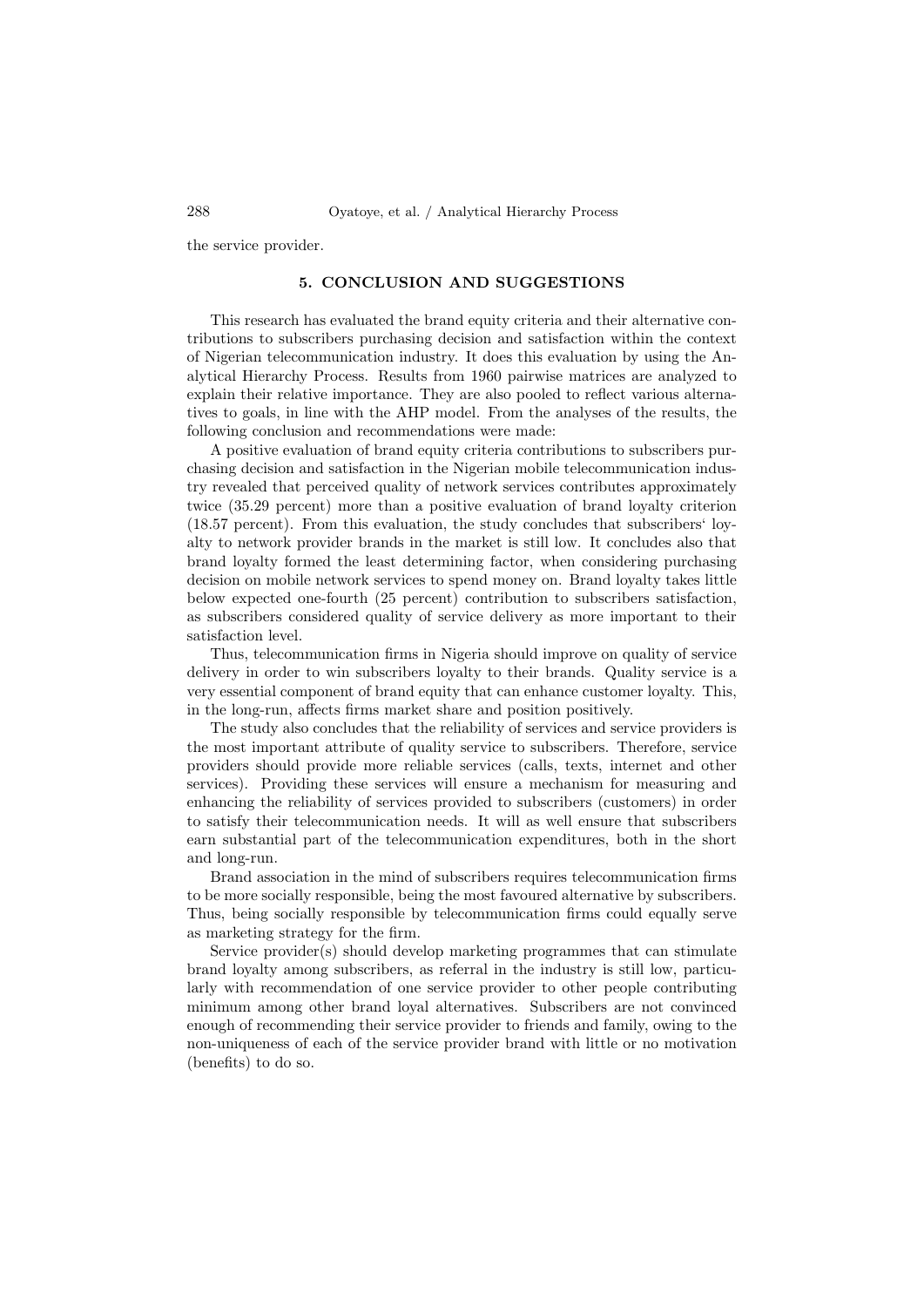the service provider.

## 5. CONCLUSION AND SUGGESTIONS

This research has evaluated the brand equity criteria and their alternative contributions to subscribers purchasing decision and satisfaction within the context of Nigerian telecommunication industry. It does this evaluation by using the Analytical Hierarchy Process. Results from 1960 pairwise matrices are analyzed to explain their relative importance. They are also pooled to reflect various alternatives to goals, in line with the AHP model. From the analyses of the results, the following conclusion and recommendations were made:

A positive evaluation of brand equity criteria contributions to subscribers purchasing decision and satisfaction in the Nigerian mobile telecommunication industry revealed that perceived quality of network services contributes approximately twice (35.29 percent) more than a positive evaluation of brand loyalty criterion (18.57 percent). From this evaluation, the study concludes that subscribers' loyalty to network provider brands in the market is still low. It concludes also that brand loyalty formed the least determining factor, when considering purchasing decision on mobile network services to spend money on. Brand loyalty takes little below expected one-fourth (25 percent) contribution to subscribers satisfaction, as subscribers considered quality of service delivery as more important to their satisfaction level.

Thus, telecommunication firms in Nigeria should improve on quality of service delivery in order to win subscribers loyalty to their brands. Quality service is a very essential component of brand equity that can enhance customer loyalty. This, in the long-run, affects firms market share and position positively.

The study also concludes that the reliability of services and service providers is the most important attribute of quality service to subscribers. Therefore, service providers should provide more reliable services (calls, texts, internet and other services). Providing these services will ensure a mechanism for measuring and enhancing the reliability of services provided to subscribers (customers) in order to satisfy their telecommunication needs. It will as well ensure that subscribers earn substantial part of the telecommunication expenditures, both in the short and long-run.

Brand association in the mind of subscribers requires telecommunication firms to be more socially responsible, being the most favoured alternative by subscribers. Thus, being socially responsible by telecommunication firms could equally serve as marketing strategy for the firm.

Service provider(s) should develop marketing programmes that can stimulate brand loyalty among subscribers, as referral in the industry is still low, particularly with recommendation of one service provider to other people contributing minimum among other brand loyal alternatives. Subscribers are not convinced enough of recommending their service provider to friends and family, owing to the non-uniqueness of each of the service provider brand with little or no motivation (benefits) to do so.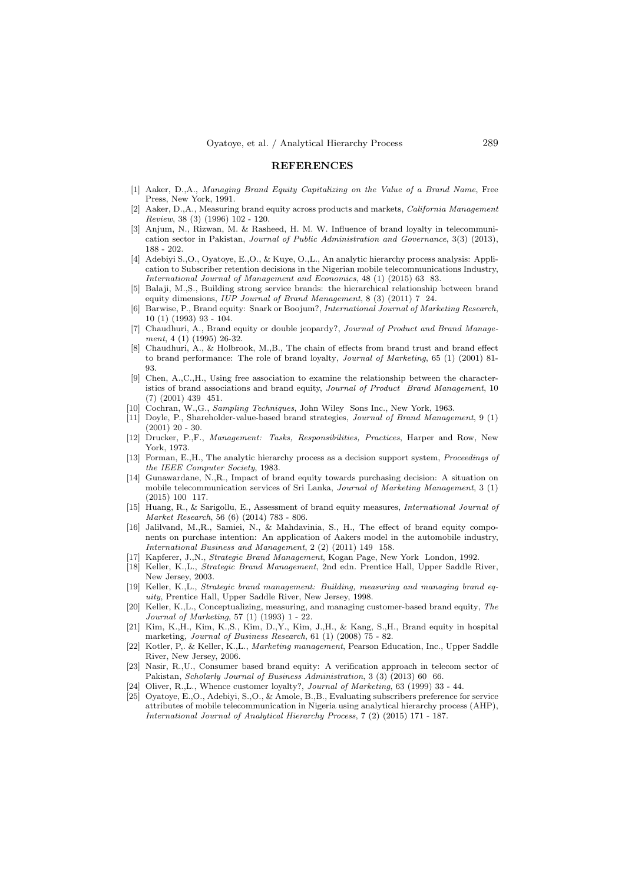## REFERENCES

[1] Aaker, D.,A., *Managing Brand Equity Capitalizing on the Value of a Brand Name*, Free Press, New York, 1991.

[2] Aaker, D.,A., Measuring brand equity across products and markets, *California Management Review*, 38 (3) (1996) 102 - 120.

[3] Anjum, N., Rizwan, M. & Rasheed, H. M. W. Influence of brand loyalty in telecommunication sector in Pakistan, *Journal of Public Administration and Governance*, 3(3) (2013), 188 - 202.

[4] Adebiyi S.,O., Oyatoye, E.,O., & Kuye, O.,L., An analytic hierarchy process analysis: Application to Subscriber retention decisions in the Nigerian mobile telecommunications Industry, *International Journal of Management and Economics*, 48 (1) (2015) 63 83.

[5] Balaji, M.,S., Building strong service brands: the hierarchical relationship between brand equity dimensions, *IUP Journal of Brand Management*, 8 (3) (2011) 7 24.

[6] Barwise, P., Brand equity: Snark or Boojum?, *International Journal of Marketing Research*, 10 (1) (1993) 93 - 104.

[7] Chaudhuri, A., Brand equity or double jeopardy?, *Journal of Product and Brand Management*, 4 (1) (1995) 26-32.

[8] Chaudhuri, A., & Holbrook, M.,B., The chain of effects from brand trust and brand effect to brand performance: The role of brand loyalty, *Journal of Marketing*, 65 (1) (2001) 81-93.

[9] Chen, A.,C.,H., Using free association to examine the relationship between the characteristics of brand associations and brand equity, *Journal of Product Brand Management*, 10 (7) (2001) 439 451.

[10] Cochran, W.,G., *Sampling Techniques*, John Wiley Sons Inc., New York, 1963.

[11] Doyle, P., Shareholder-value-based brand strategies, *Journal of Brand Management*, 9 (1) (2001) 20 - 30.

[12] Drucker, P.,F., *Management: Tasks, Responsibilities, Practices*, Harper and Row, New York, 1973.

[13] Forman, E.,H., The analytic hierarchy process as a decision support system, *Proceedings of the IEEE Computer Society*, 1983.

[14] Gunawardane, N.,R., Impact of brand equity towards purchasing decision: A situation on mobile telecommunication services of Sri Lanka, *Journal of Marketing Management*, 3 (1) (2015) 100 117.

[15] Huang, R., & Sarigollu, E., Assessment of brand equity measures, *International Journal of Market Research*, 56 (6) (2014) 783 - 806.

[16] Jalilvand, M.,R., Samiei, N., & Mahdavinia, S., H., The effect of brand equity components on purchase intention: An application of Aakers model in the automobile industry, *International Business and Management*, 2 (2) (2011) 149 158.

[17] Kapferer, J.,N., *Strategic Brand Management*, Kogan Page, New York London, 1992.

[18] Keller, K.,L., *Strategic Brand Management*, 2nd edn. Prentice Hall, Upper Saddle River, New Jersey, 2003.

[19] Keller, K.,L., *Strategic brand management: Building, measuring and managing brand equity*, Prentice Hall, Upper Saddle River, New Jersey, 1998.

[20] Keller, K.,L., Conceptualizing, measuring, and managing customer-based brand equity, *The Journal of Marketing*, 57 (1) (1993) 1 - 22.

[21] Kim, K.,H., Kim, K.,S., Kim, D.,Y., Kim, J.,H., & Kang, S.,H., Brand equity in hospital marketing, *Journal of Business Research*, 61 (1) (2008) 75 - 82.

[22] Kotler, P,. & Keller, K.,L., *Marketing management*, Pearson Education, Inc., Upper Saddle River, New Jersey, 2006.

[23] Nasir, R.,U., Consumer based brand equity: A verification approach in telecom sector of Pakistan, *Scholarly Journal of Business Administration*, 3 (3) (2013) 60 66.

[24] Oliver, R.,L., Whence customer loyalty?, *Journal of Marketing*, 63 (1999) 33 - 44.

[25] Oyatoye, E.,O., Adebiyi, S.,O., & Amole, B.,B., Evaluating subscribers preference for service attributes of mobile telecommunication in Nigeria using analytical hierarchy process (AHP), *International Journal of Analytical Hierarchy Process*, 7 (2) (2015) 171 - 187.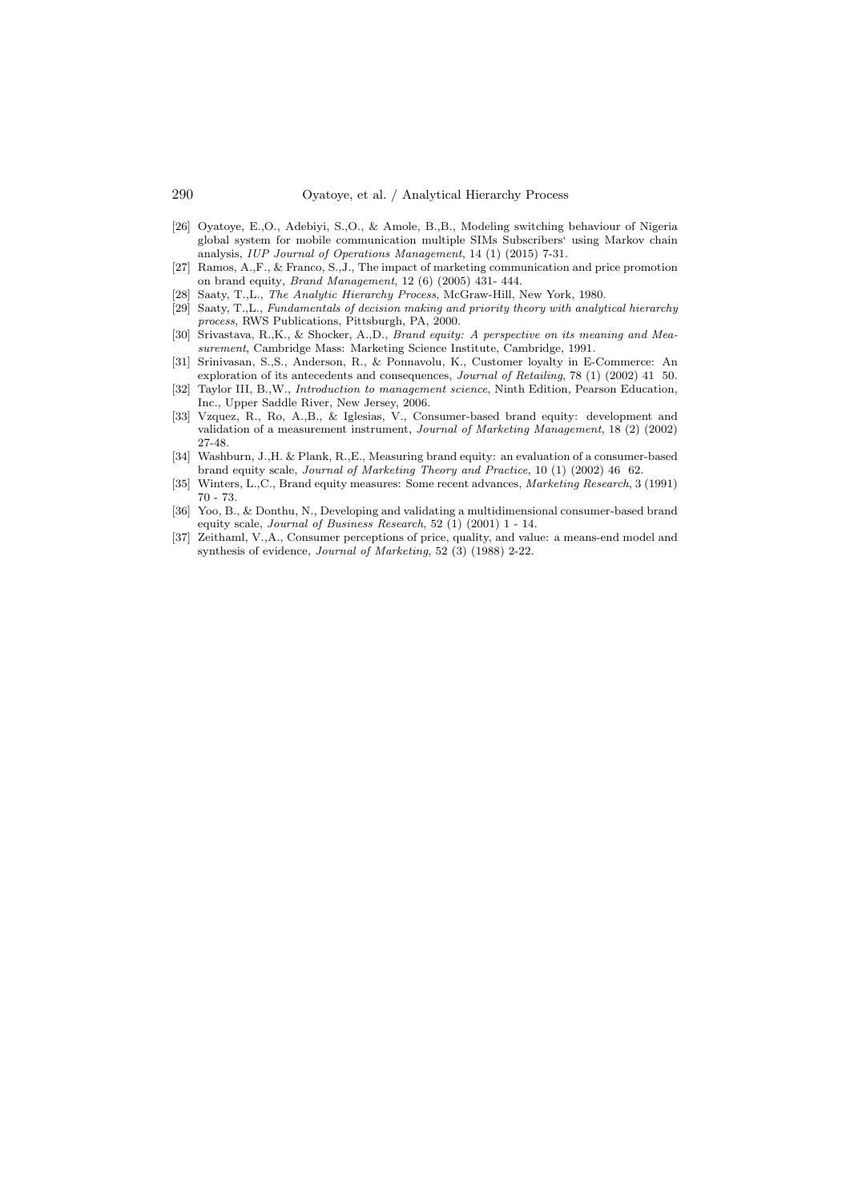[26] Oyatoye, E.,O., Adebiyi, S.,O., & Amole, B.,B., Modeling switching behaviour of Nigeria global system for mobile communication multiple SIMs Subscribers' using Markov chain analysis, *IUP Journal of Operations Management*, 14 (1) (2015) 7-31.

[27] Ramos, A.,F., & Franco, S.,J., The impact of marketing communication and price promotion on brand equity, *Brand Management*, 12 (6) (2005) 431- 444.

[28] Saaty, T.,L., *The Analytic Hierarchy Process*, McGraw-Hill, New York, 1980.

[29] Saaty, T.,L., *Fundamentals of decision making and priority theory with analytical hierarchy process*, RWS Publications, Pittsburgh, PA, 2000.

[30] Srivastava, R.,K., & Shocker, A.,D., *Brand equity: A perspective on its meaning and Measurement*, Cambridge Mass: Marketing Science Institute, Cambridge, 1991.

[31] Srinivasan, S.,S., Anderson, R., & Ponnavolu, K., Customer loyalty in E-Commerce: An exploration of its antecedents and consequences, *Journal of Retailing*, 78 (1) (2002) 41 50.

[32] Taylor III, B.,W., *Introduction to management science*, Ninth Edition, Pearson Education, Inc., Upper Saddle River, New Jersey, 2006.

[33] Vzquez, R., Ro, A.,B., & Iglesias, V., Consumer-based brand equity: development and validation of a measurement instrument, *Journal of Marketing Management*, 18 (2) (2002) 27-48.

[34] Washburn, J.,H. & Plank, R.,E., Measuring brand equity: an evaluation of a consumer-based brand equity scale, *Journal of Marketing Theory and Practice*, 10 (1) (2002) 46 62.

[35] Winters, L.,C., Brand equity measures: Some recent advances, *Marketing Research*, 3 (1991) 70 - 73.

[36] Yoo, B., & Donthu, N., Developing and validating a multidimensional consumer-based brand equity scale, *Journal of Business Research*, 52 (1) (2001) 1 - 14.

[37] Zeithaml, V.,A., Consumer perceptions of price, quality, and value: a means-end model and synthesis of evidence, *Journal of Marketing*, 52 (3) (1988) 2-22.